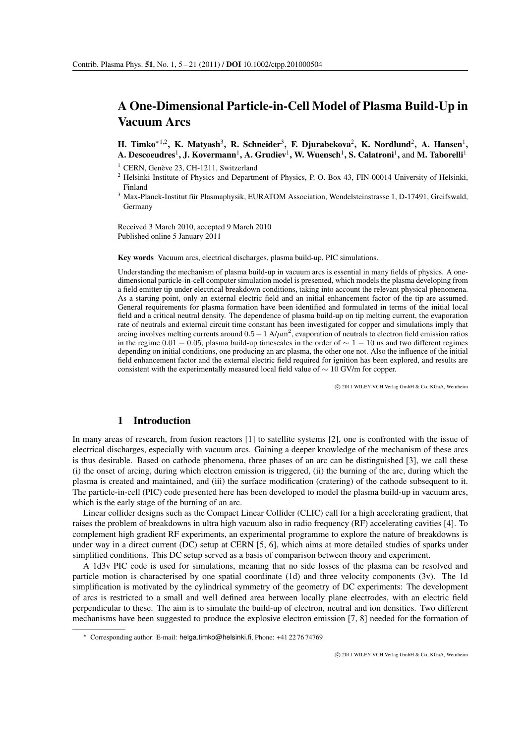# A One-Dimensional Particle-in-Cell Model of Plasma Build-Up in Vacuum Arcs

**H. Timko**[*1,2], **K. Matyash**[3], **R. Schneider**[3], **F. Djurabekova**[2], **K. Nordlund**[2], **A. Hansen**[1], **A. Descoeudres**[1], **J. Kovermann**[1], **A. Grudiev**[1], **W. Wuensch**[1], **S. Calatroni**[1], and **M. Taborelli**[1]

[1] CERN, Genève 23, CH-1211, Switzerland

[2] Helsinki Institute of Physics and Department of Physics, P. O. Box 43, FIN-00014 University of Helsinki, Finland

[3] Max-Planck-Institut für Plasmaphysik, EURATOM Association, Wendelsteinstrasse 1, D-17491, Greifswald, Germany

Received 3 March 2010, accepted 9 March 2010

Published online 5 January 2011

**Key words** Vacuum arcs, electrical discharges, plasma build-up, PIC simulations.

Understanding the mechanism of plasma build-up in vacuum arcs is essential in many fields of physics. A one-dimensional particle-in-cell computer simulation model is presented, which models the plasma developing from a field emitter tip under electrical breakdown conditions, taking into account the relevant physical phenomena. As a starting point, only an external electric field and an initial enhancement factor of the tip are assumed. General requirements for plasma formation have been identified and formulated in terms of the initial local field and a critical neutral density. The dependence of plasma build-up on tip melting current, the evaporation rate of neutrals and external circuit time constant has been investigated for copper and simulations imply that arcing involves melting currents around $0.5-1$ A/$\mu$m$^2$, evaporation of neutrals to electron field emission ratios in the regime $0.01-0.05$, plasma build-up timescales in the order of $\sim 1-10$ ns and two different regimes depending on initial conditions, one producing an arc plasma, the other one not. Also the influence of the initial field enhancement factor and the external electric field required for ignition has been explored, and results are consistent with the experimentally measured local field value of $\sim 10$ GV/m for copper.

© 2011 WILEY-VCH Verlag GmbH & Co. KGaA, Weinheim

## 1 Introduction

In many areas of research, from fusion reactors [1] to satellite systems [2], one is confronted with the issue of electrical discharges, especially with vacuum arcs. Gaining a deeper knowledge of the mechanism of these arcs is thus desirable. Based on cathode phenomena, three phases of an arc can be distinguished [3], we call these (i) the onset of arcing, during which electron emission is triggered, (ii) the burning of the arc, during which the plasma is created and maintained, and (iii) the surface modification (cratering) of the cathode subsequent to it. The particle-in-cell (PIC) code presented here has been developed to model the plasma build-up in vacuum arcs, which is the early stage of the burning of an arc.

Linear collider designs such as the Compact Linear Collider (CLIC) call for a high accelerating gradient, that raises the problem of breakdowns in ultra high vacuum also in radio frequency (RF) accelerating cavities [4]. To complement high gradient RF experiments, an experimental programme to explore the nature of breakdowns is under way in a direct current (DC) setup at CERN [5, 6], which aims at more detailed studies of sparks under simplified conditions. This DC setup served as a basis of comparison between theory and experiment.

A 1d3v PIC code is used for simulations, meaning that no side losses of the plasma can be resolved and particle motion is characterised by one spatial coordinate (1d) and three velocity components (3v). The 1d simplification is motivated by the cylindrical symmetry of the geometry of DC experiments: The development of arcs is restricted to a small and well defined area between locally plane electrodes, with an electric field perpendicular to these. The aim is to simulate the build-up of electron, neutral and ion densities. Two different mechanisms have been suggested to produce the explosive electron emission [7, 8] needed for the formation of

---

[*] Corresponding author: E-mail: helga.timko@helsinki.fi, Phone: +41 22 76 74769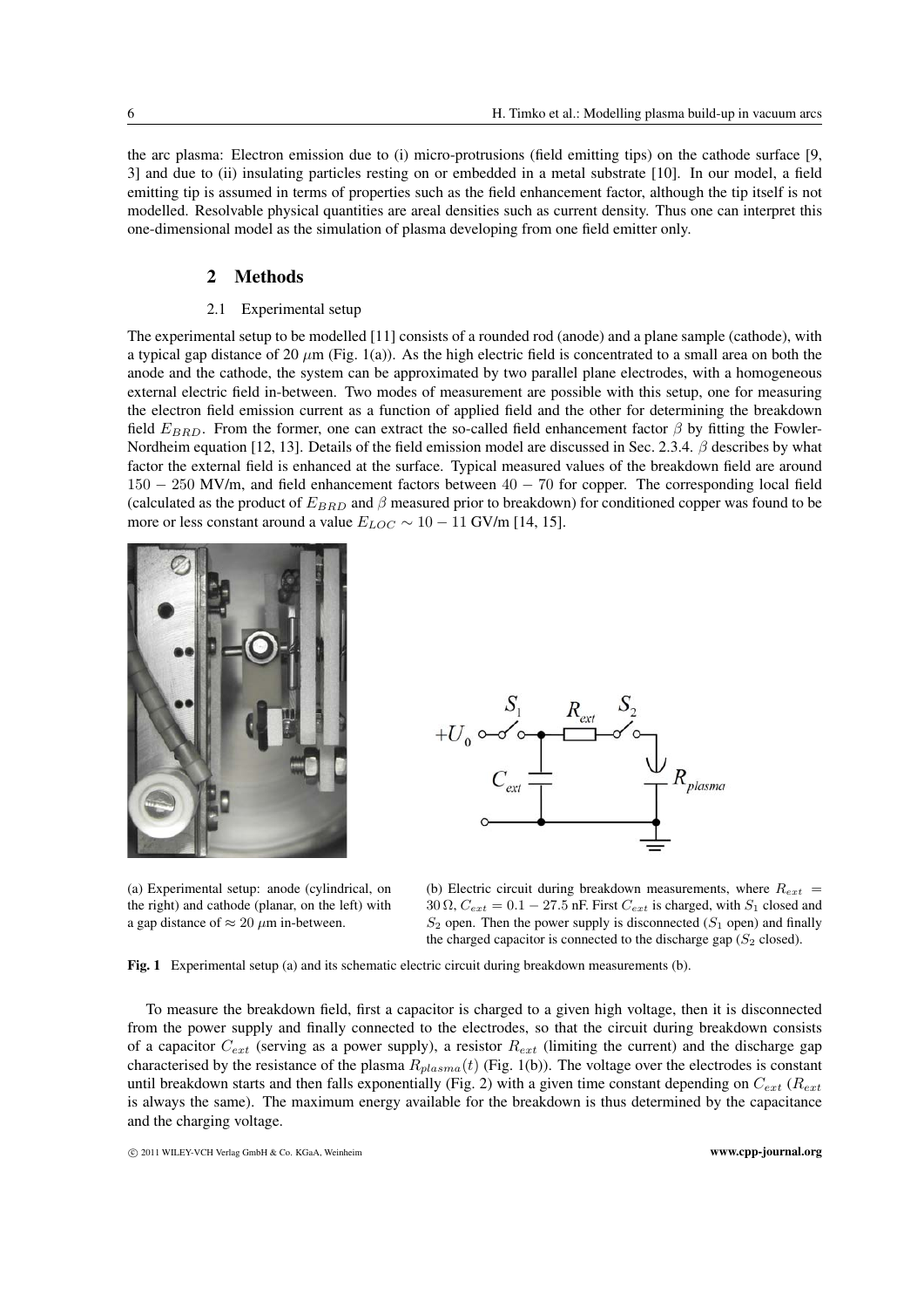the arc plasma: Electron emission due to (i) micro-protrusions (field emitting tips) on the cathode surface [9, 3] and due to (ii) insulating particles resting on or embedded in a metal substrate [10]. In our model, a field emitting tip is assumed in terms of properties such as the field enhancement factor, although the tip itself is not modelled. Resolvable physical quantities are areal densities such as current density. Thus one can interpret this one-dimensional model as the simulation of plasma developing from one field emitter only.

## 2 Methods

### 2.1 Experimental setup

The experimental setup to be modelled [11] consists of a rounded rod (anode) and a plane sample (cathode), with a typical gap distance of 20 $\mu$m (Fig. 1(a)). As the high electric field is concentrated to a small area on both the anode and the cathode, the system can be approximated by two parallel plane electrodes, with a homogeneous external electric field in-between. Two modes of measurement are possible with this setup, one for measuring the electron field emission current as a function of applied field and the other for determining the breakdown field $E_{BRD}$. From the former, one can extract the so-called field enhancement factor $\beta$ by fitting the Fowler-Nordheim equation [12, 13]. Details of the field emission model are discussed in Sec. 2.3.4. $\beta$ describes by what factor the external field is enhanced at the surface. Typical measured values of the breakdown field are around $150 - 250$ MV/m, and field enhancement factors between $40 - 70$ for copper. The corresponding local field (calculated as the product of $E_{BRD}$ and $\beta$ measured prior to breakdown) for conditioned copper was found to be more or less constant around a value $E_{LOC} \sim 10 - 11$ GV/m [14, 15].

(a) Experimental setup: anode (cylindrical, on the right) and cathode (planar, on the left) with a gap distance of $\approx 20$ $\mu$m in-between.

(b) Electric circuit during breakdown measurements, where $R_{ext} = 30\,\Omega$, $C_{ext} = 0.1 - 27.5$ nF. First $C_{ext}$ is charged, with $S_1$ closed and $S_2$ open. Then the power supply is disconnected ($S_1$ open) and finally the charged capacitor is connected to the discharge gap ($S_2$ closed).

**Fig. 1** Experimental setup (a) and its schematic electric circuit during breakdown measurements (b).

To measure the breakdown field, first a capacitor is charged to a given high voltage, then it is disconnected from the power supply and finally connected to the electrodes, so that the circuit during breakdown consists of a capacitor $C_{ext}$ (serving as a power supply), a resistor $R_{ext}$ (limiting the current) and the discharge gap characterised by the resistance of the plasma $R_{plasma}(t)$ (Fig. 1(b)). The voltage over the electrodes is constant until breakdown starts and then falls exponentially (Fig. 2) with a given time constant depending on $C_{ext}$ ($R_{ext}$ is always the same). The maximum energy available for the breakdown is thus determined by the capacitance and the charging voltage.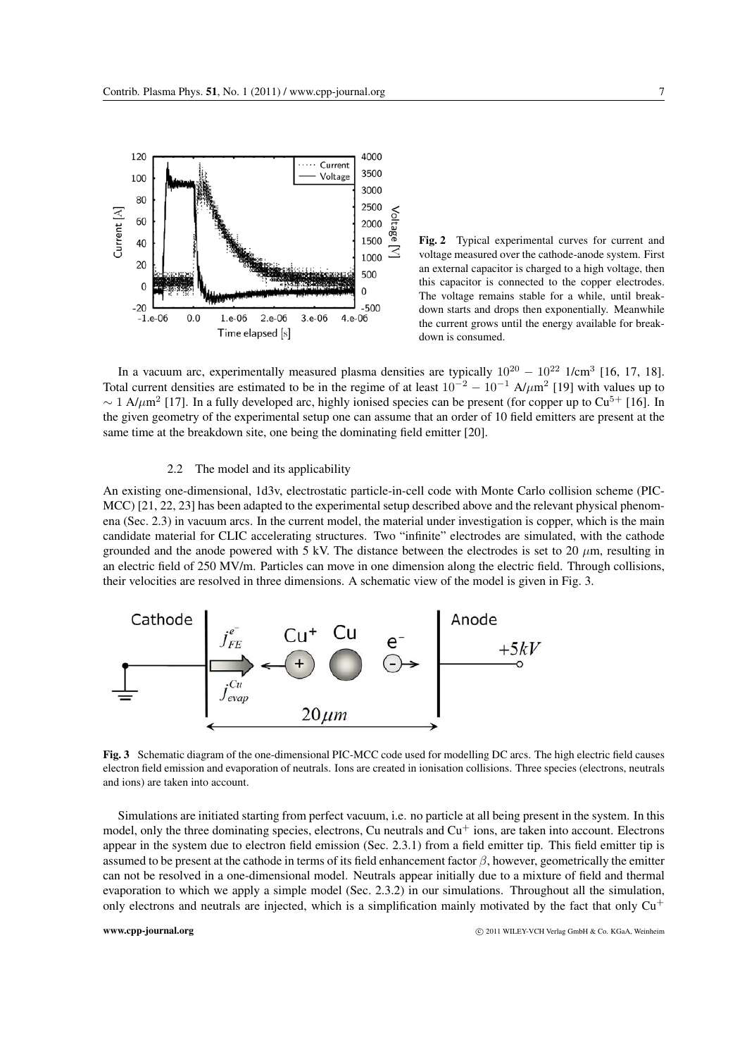**Fig. 2** Typical experimental curves for current and voltage measured over the cathode-anode system. First an external capacitor is charged to a high voltage, then this capacitor is connected to the copper electrodes. The voltage remains stable for a while, until breakdown starts and drops then exponentially. Meanwhile the current grows until the energy available for breakdown is consumed.

In a vacuum arc, experimentally measured plasma densities are typically $10^{20} - 10^{22}$ 1/cm$^3$ [16, 17, 18]. Total current densities are estimated to be in the regime of at least $10^{-2} - 10^{-1}$ A/$\mu$m$^2$ [19] with values up to $\sim 1$ A/$\mu$m$^2$ [17]. In a fully developed arc, highly ionised species can be present (for copper up to $Cu^{5+}$ [16]. In the given geometry of the experimental setup one can assume that an order of 10 field emitters are present at the same time at the breakdown site, one being the dominating field emitter [20].

### 2.2 The model and its applicability

An existing one-dimensional, 1d3v, electrostatic particle-in-cell code with Monte Carlo collision scheme (PIC-MCC) [21, 22, 23] has been adapted to the experimental setup described above and the relevant physical phenomena (Sec. 2.3) in vacuum arcs. In the current model, the material under investigation is copper, which is the main candidate material for CLIC accelerating structures. Two "infinite" electrodes are simulated, with the cathode grounded and the anode powered with 5 kV. The distance between the electrodes is set to 20 $\mu$m, resulting in an electric field of 250 MV/m. Particles can move in one dimension along the electric field. Through collisions, their velocities are resolved in three dimensions. A schematic view of the model is given in Fig. 3.

**Fig. 3** Schematic diagram of the one-dimensional PIC-MCC code used for modelling DC arcs. The high electric field causes electron field emission and evaporation of neutrals. Ions are created in ionisation collisions. Three species (electrons, neutrals and ions) are taken into account.

Simulations are initiated starting from perfect vacuum, i.e. no particle at all being present in the system. In this model, only the three dominating species, electrons, Cu neutrals and $Cu^+$ ions, are taken into account. Electrons appear in the system due to electron field emission (Sec. 2.3.1) from a field emitter tip. This field emitter tip is assumed to be present at the cathode in terms of its field enhancement factor $\beta$, however, geometrically the emitter can not be resolved in a one-dimensional model. Neutrals appear initially due to a mixture of field and thermal evaporation to which we apply a simple model (Sec. 2.3.2) in our simulations. Throughout all the simulation, only electrons and neutrals are injected, which is a simplification mainly motivated by the fact that only $Cu^+$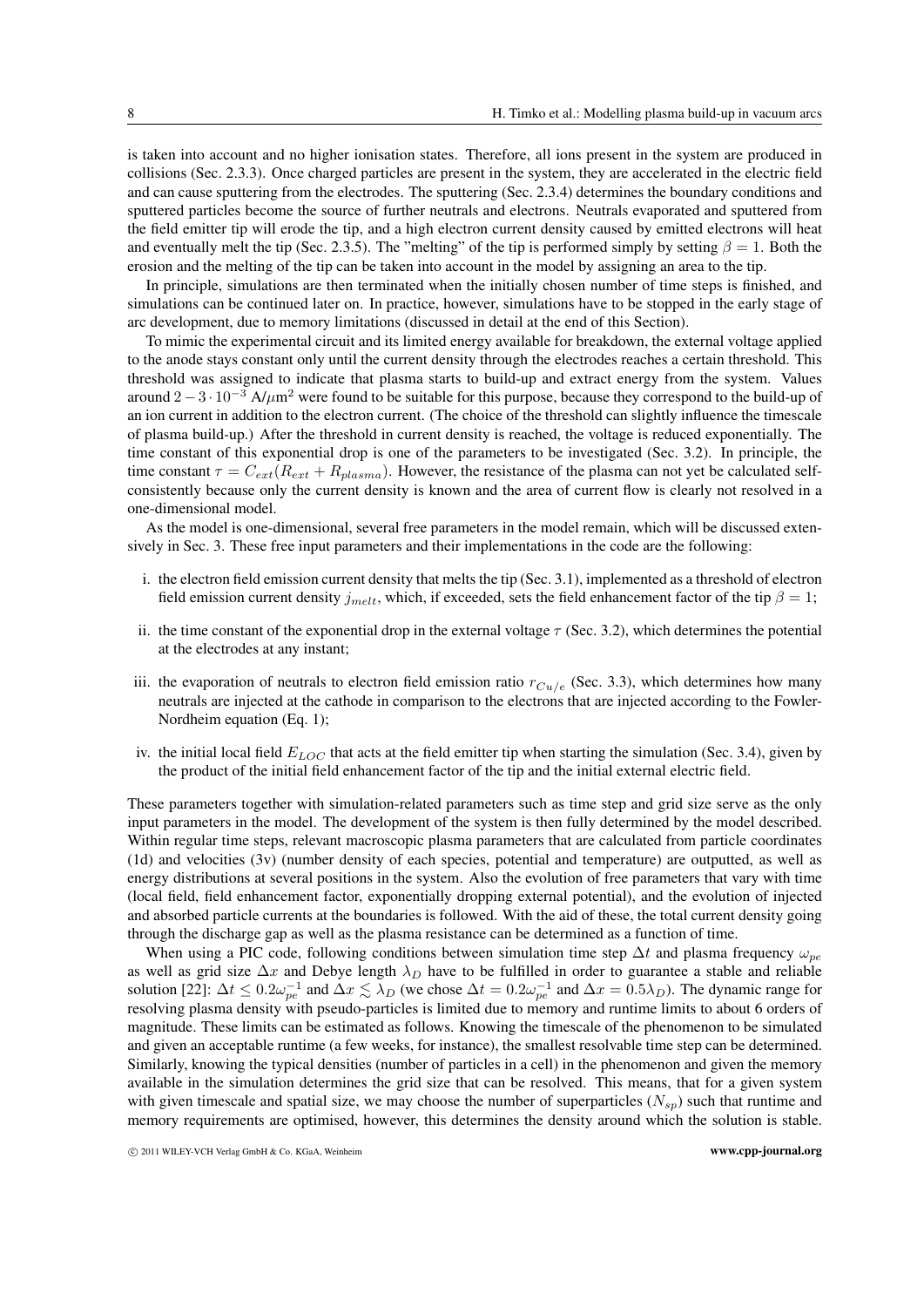is taken into account and no higher ionisation states. Therefore, all ions present in the system are produced in collisions (Sec. 2.3.3). Once charged particles are present in the system, they are accelerated in the electric field and can cause sputtering from the electrodes. The sputtering (Sec. 2.3.4) determines the boundary conditions and sputtered particles become the source of further neutrals and electrons. Neutrals evaporated and sputtered from the field emitter tip will erode the tip, and a high electron current density caused by emitted electrons will heat and eventually melt the tip (Sec. 2.3.5). The "melting" of the tip is performed simply by setting $\beta = 1$. Both the erosion and the melting of the tip can be taken into account in the model by assigning an area to the tip.

In principle, simulations are then terminated when the initially chosen number of time steps is finished, and simulations can be continued later on. In practice, however, simulations have to be stopped in the early stage of arc development, due to memory limitations (discussed in detail at the end of this Section).

To mimic the experimental circuit and its limited energy available for breakdown, the external voltage applied to the anode stays constant only until the current density through the electrodes reaches a certain threshold. This threshold was assigned to indicate that plasma starts to build-up and extract energy from the system. Values around $2-3 \cdot 10^{-3}$ A/$\mu$m$^2$ were found to be suitable for this purpose, because they correspond to the build-up of an ion current in addition to the electron current. (The choice of the threshold can slightly influence the timescale of plasma build-up.) After the threshold in current density is reached, the voltage is reduced exponentially. The time constant of this exponential drop is one of the parameters to be investigated (Sec. 3.2). In principle, the time constant $\tau = C_{ext}(R_{ext} + R_{plasma})$. However, the resistance of the plasma can not yet be calculated self-consistently because only the current density is known and the area of current flow is clearly not resolved in a one-dimensional model.

As the model is one-dimensional, several free parameters in the model remain, which will be discussed extensively in Sec. 3. These free input parameters and their implementations in the code are the following:

i. the electron field emission current density that melts the tip (Sec. 3.1), implemented as a threshold of electron field emission current density $j_{melt}$, which, if exceeded, sets the field enhancement factor of the tip $\beta = 1$;

ii. the time constant of the exponential drop in the external voltage $\tau$ (Sec. 3.2), which determines the potential at the electrodes at any instant;

iii. the evaporation of neutrals to electron field emission ratio $r_{Cu/e}$ (Sec. 3.3), which determines how many neutrals are injected at the cathode in comparison to the electrons that are injected according to the Fowler-Nordheim equation (Eq. 1);

iv. the initial local field $E_{LOC}$ that acts at the field emitter tip when starting the simulation (Sec. 3.4), given by the product of the initial field enhancement factor of the tip and the initial external electric field.

These parameters together with simulation-related parameters such as time step and grid size serve as the only input parameters in the model. The development of the system is then fully determined by the model described. Within regular time steps, relevant macroscopic plasma parameters that are calculated from particle coordinates (1d) and velocities (3v) (number density of each species, potential and temperature) are outputted, as well as energy distributions at several positions in the system. Also the evolution of free parameters that vary with time (local field, field enhancement factor, exponentially dropping external potential), and the evolution of injected and absorbed particle currents at the boundaries is followed. With the aid of these, the total current density going through the discharge gap as well as the plasma resistance can be determined as a function of time.

When using a PIC code, following conditions between simulation time step $\Delta t$ and plasma frequency $\omega_{pe}$ as well as grid size $\Delta x$ and Debye length $\lambda_D$ have to be fulfilled in order to guarantee a stable and reliable solution [22]: $\Delta t \leq 0.2\omega_{pe}^{-1}$ and $\Delta x \lesssim \lambda_D$ (we chose $\Delta t = 0.2\omega_{pe}^{-1}$ and $\Delta x = 0.5\lambda_D$). The dynamic range for resolving plasma density with pseudo-particles is limited due to memory and runtime limits to about 6 orders of magnitude. These limits can be estimated as follows. Knowing the timescale of the phenomenon to be simulated and given an acceptable runtime (a few weeks, for instance), the smallest resolvable time step can be determined. Similarly, knowing the typical densities (number of particles in a cell) in the phenomenon and given the memory available in the simulation determines the grid size that can be resolved. This means, that for a given system with given timescale and spatial size, we may choose the number of superparticles ($N_{sp}$) such that runtime and memory requirements are optimised, however, this determines the density around which the solution is stable.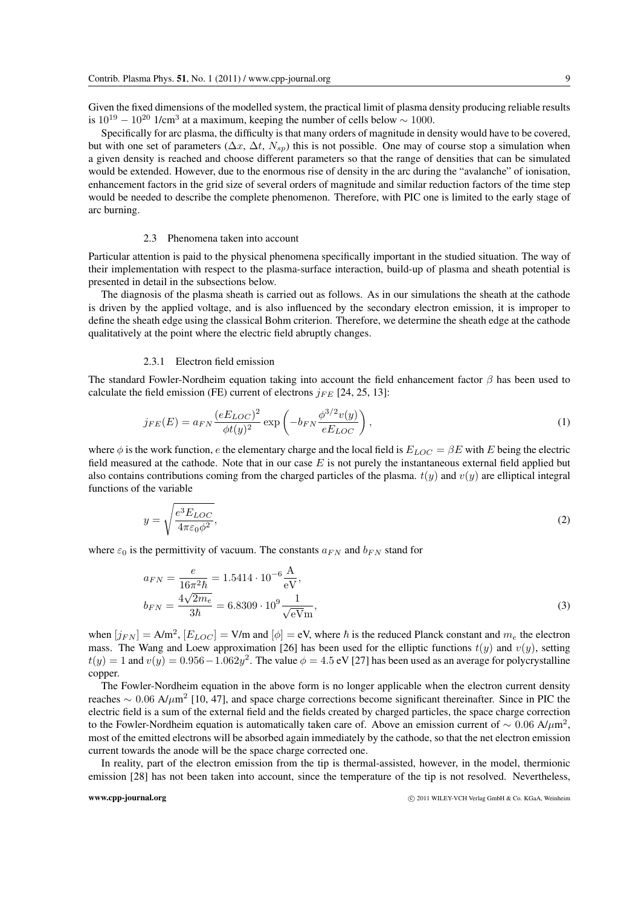Given the fixed dimensions of the modelled system, the practical limit of plasma density producing reliable results is $10^{19} - 10^{20}$ 1/cm$^3$ at a maximum, keeping the number of cells below $\sim 1000$.

Specifically for arc plasma, the difficulty is that many orders of magnitude in density would have to be covered, but with one set of parameters ($\Delta x$, $\Delta t$, $N_{sp}$) this is not possible. One may of course stop a simulation when a given density is reached and choose different parameters so that the range of densities that can be simulated would be extended. However, due to the enormous rise of density in the arc during the "avalanche" of ionisation, enhancement factors in the grid size of several orders of magnitude and similar reduction factors of the time step would be needed to describe the complete phenomenon. Therefore, with PIC one is limited to the early stage of arc burning.

### 2.3 Phenomena taken into account

Particular attention is paid to the physical phenomena specifically important in the studied situation. The way of their implementation with respect to the plasma-surface interaction, build-up of plasma and sheath potential is presented in detail in the subsections below.

The diagnosis of the plasma sheath is carried out as follows. As in our simulations the sheath at the cathode is driven by the applied voltage, and is also influenced by the secondary electron emission, it is improper to define the sheath edge using the classical Bohm criterion. Therefore, we determine the sheath edge at the cathode qualitatively at the point where the electric field abruptly changes.

#### 2.3.1 Electron field emission

The standard Fowler-Nordheim equation taking into account the field enhancement factor $\beta$ has been used to calculate the field emission (FE) current of electrons $j_{FE}$ [24, 25, 13]:

$$j_{FE}(E) = a_{FN} \frac{(eE_{LOC})^2}{\phi t(y)^2} \exp\left(-b_{FN} \frac{\phi^{3/2} v(y)}{eE_{LOC}}\right), \tag{1}$$

where $\phi$ is the work function, $e$ the elementary charge and the local field is $E_{LOC} = \beta E$ with $E$ being the electric field measured at the cathode. Note that in our case $E$ is not purely the instantaneous external field applied but also contains contributions coming from the charged particles of the plasma. $t(y)$ and $v(y)$ are elliptical integral functions of the variable

$$y = \sqrt{\frac{e^3 E_{LOC}}{4\pi\varepsilon_0 \phi^2}}, \tag{2}$$

where $\varepsilon_0$ is the permittivity of vacuum. The constants $a_{FN}$ and $b_{FN}$ stand for

$$\begin{aligned} a_{FN} &= \frac{e}{16\pi^2\hbar} = 1.5414 \cdot 10^{-6} \frac{\mathrm{A}}{\mathrm{eV}}, \\ b_{FN} &= \frac{4\sqrt{2m_e}}{3\hbar} = 6.8309 \cdot 10^{9} \frac{1}{\sqrt{\mathrm{eV}}\mathrm{m}}, \end{aligned} \tag{3}$$

when $[j_{FN}] = \mathrm{A/m}^2$, $[E_{LOC}] = \mathrm{V/m}$ and $[\phi] = \mathrm{eV}$, where $\hbar$ is the reduced Planck constant and $m_e$ the electron mass. The Wang and Loew approximation [26] has been used for the elliptic functions $t(y)$ and $v(y)$, setting $t(y) = 1$ and $v(y) = 0.956 - 1.062y^2$. The value $\phi = 4.5$ eV [27] has been used as an average for polycrystalline copper.

The Fowler-Nordheim equation in the above form is no longer applicable when the electron current density reaches $\sim 0.06$ A/$\mu$m$^2$ [10, 47], and space charge corrections become significant thereinafter. Since in PIC the electric field is a sum of the external field and the fields created by charged particles, the space charge correction to the Fowler-Nordheim equation is automatically taken care of. Above an emission current of $\sim 0.06$ A/$\mu$m$^2$, most of the emitted electrons will be absorbed again immediately by the cathode, so that the net electron emission current towards the anode will be the space charge corrected one.

In reality, part of the electron emission from the tip is thermal-assisted, however, in the model, thermionic emission [28] has not been taken into account, since the temperature of the tip is not resolved. Nevertheless,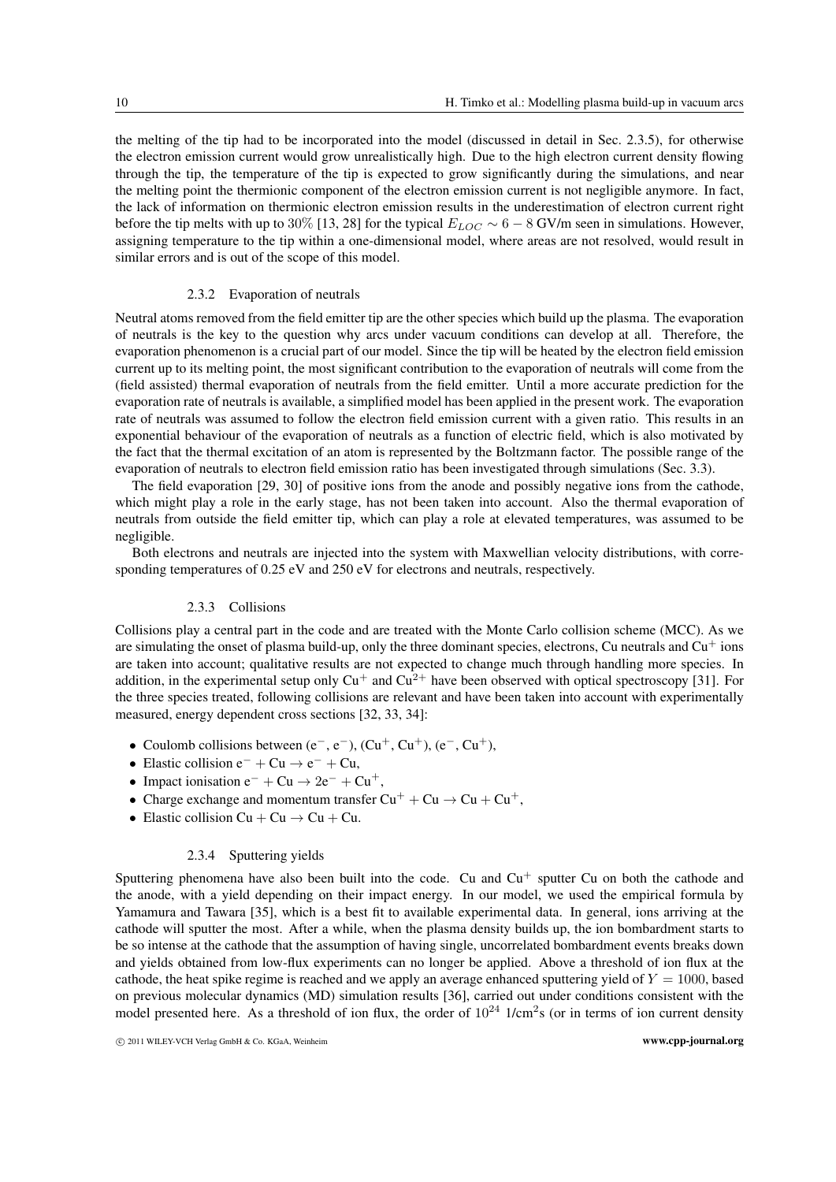the melting of the tip had to be incorporated into the model (discussed in detail in Sec. 2.3.5), for otherwise the electron emission current would grow unrealistically high. Due to the high electron current density flowing through the tip, the temperature of the tip is expected to grow significantly during the simulations, and near the melting point the thermionic component of the electron emission current is not negligible anymore. In fact, the lack of information on thermionic electron emission results in the underestimation of electron current right before the tip melts with up to 30% [13, 28] for the typical $E_{LOC} \sim 6 - 8$ GV/m seen in simulations. However, assigning temperature to the tip within a one-dimensional model, where areas are not resolved, would result in similar errors and is out of the scope of this model.

#### 2.3.2 Evaporation of neutrals

Neutral atoms removed from the field emitter tip are the other species which build up the plasma. The evaporation of neutrals is the key to the question why arcs under vacuum conditions can develop at all. Therefore, the evaporation phenomenon is a crucial part of our model. Since the tip will be heated by the electron field emission current up to its melting point, the most significant contribution to the evaporation of neutrals will come from the (field assisted) thermal evaporation of neutrals from the field emitter. Until a more accurate prediction for the evaporation rate of neutrals is available, a simplified model has been applied in the present work. The evaporation rate of neutrals was assumed to follow the electron field emission current with a given ratio. This results in an exponential behaviour of the evaporation of neutrals as a function of electric field, which is also motivated by the fact that the thermal excitation of an atom is represented by the Boltzmann factor. The possible range of the evaporation of neutrals to electron field emission ratio has been investigated through simulations (Sec. 3.3).

The field evaporation [29, 30] of positive ions from the anode and possibly negative ions from the cathode, which might play a role in the early stage, has not been taken into account. Also the thermal evaporation of neutrals from outside the field emitter tip, which can play a role at elevated temperatures, was assumed to be negligible.

Both electrons and neutrals are injected into the system with Maxwellian velocity distributions, with corresponding temperatures of 0.25 eV and 250 eV for electrons and neutrals, respectively.

#### 2.3.3 Collisions

Collisions play a central part in the code and are treated with the Monte Carlo collision scheme (MCC). As we are simulating the onset of plasma build-up, only the three dominant species, electrons, Cu neutrals and $Cu^+$ ions are taken into account; qualitative results are not expected to change much through handling more species. In addition, in the experimental setup only $Cu^+$ and $Cu^{2+}$ have been observed with optical spectroscopy [31]. For the three species treated, following collisions are relevant and have been taken into account with experimentally measured, energy dependent cross sections [32, 33, 34]:

- Coulomb collisions between ($e^-$, $e^-$), ($Cu^+$, $Cu^+$), ($e^-$, $Cu^+$),
- Elastic collision $e^- + Cu \rightarrow e^- + Cu$,
- Impact ionisation $e^- + Cu \rightarrow 2e^- + Cu^+$,
- Charge exchange and momentum transfer $Cu^+ + Cu \rightarrow Cu + Cu^+$,
- Elastic collision $Cu + Cu \rightarrow Cu + Cu$.

#### 2.3.4 Sputtering yields

Sputtering phenomena have also been built into the code. Cu and $Cu^+$ sputter Cu on both the cathode and the anode, with a yield depending on their impact energy. In our model, we used the empirical formula by Yamamura and Tawara [35], which is a best fit to available experimental data. In general, ions arriving at the cathode will sputter the most. After a while, when the plasma density builds up, the ion bombardment starts to be so intense at the cathode that the assumption of having single, uncorrelated bombardment events breaks down and yields obtained from low-flux experiments can no longer be applied. Above a threshold of ion flux at the cathode, the heat spike regime is reached and we apply an average enhanced sputtering yield of $Y = 1000$, based on previous molecular dynamics (MD) simulation results [36], carried out under conditions consistent with the model presented here. As a threshold of ion flux, the order of $10^{24}$ 1/cm$^2$s (or in terms of ion current density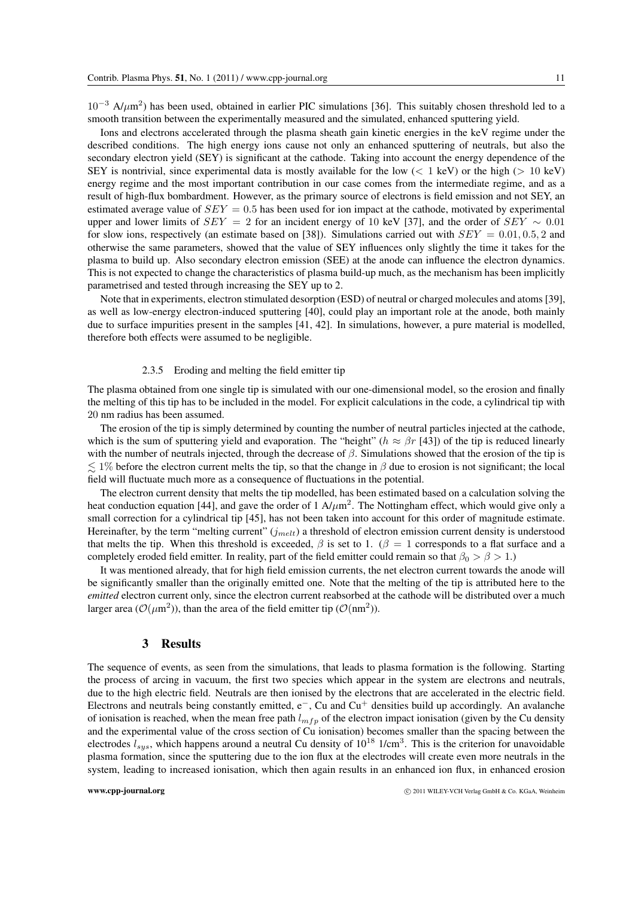$10^{-3}$ A/$\mu$m$^2$) has been used, obtained in earlier PIC simulations [36]. This suitably chosen threshold led to a smooth transition between the experimentally measured and the simulated, enhanced sputtering yield.

Ions and electrons accelerated through the plasma sheath gain kinetic energies in the keV regime under the described conditions. The high energy ions cause not only an enhanced sputtering of neutrals, but also the secondary electron yield (SEY) is significant at the cathode. Taking into account the energy dependence of the SEY is nontrivial, since experimental data is mostly available for the low ($< 1$ keV) or the high ($> 10$ keV) energy regime and the most important contribution in our case comes from the intermediate regime, and as a result of high-flux bombardment. However, as the primary source of electrons is field emission and not SEY, an estimated average value of $SEY = 0.5$ has been used for ion impact at the cathode, motivated by experimental upper and lower limits of $SEY = 2$ for an incident energy of 10 keV [37], and the order of $SEY \sim 0.01$ for slow ions, respectively (an estimate based on [38]). Simulations carried out with $SEY = 0.01, 0.5, 2$ and otherwise the same parameters, showed that the value of SEY influences only slightly the time it takes for the plasma to build up. Also secondary electron emission (SEE) at the anode can influence the electron dynamics. This is not expected to change the characteristics of plasma build-up much, as the mechanism has been implicitly parametrised and tested through increasing the SEY up to 2.

Note that in experiments, electron stimulated desorption (ESD) of neutral or charged molecules and atoms [39], as well as low-energy electron-induced sputtering [40], could play an important role at the anode, both mainly due to surface impurities present in the samples [41, 42]. In simulations, however, a pure material is modelled, therefore both effects were assumed to be negligible.

#### 2.3.5 Eroding and melting the field emitter tip

The plasma obtained from one single tip is simulated with our one-dimensional model, so the erosion and finally the melting of this tip has to be included in the model. For explicit calculations in the code, a cylindrical tip with 20 nm radius has been assumed.

The erosion of the tip is simply determined by counting the number of neutral particles injected at the cathode, which is the sum of sputtering yield and evaporation. The "height" ($h \approx \beta r$ [43]) of the tip is reduced linearly with the number of neutrals injected, through the decrease of $\beta$. Simulations showed that the erosion of the tip is $\lesssim 1\%$ before the electron current melts the tip, so that the change in $\beta$ due to erosion is not significant; the local field will fluctuate much more as a consequence of fluctuations in the potential.

The electron current density that melts the tip modelled, has been estimated based on a calculation solving the heat conduction equation [44], and gave the order of 1 A/$\mu$m$^2$. The Nottingham effect, which would give only a small correction for a cylindrical tip [45], has not been taken into account for this order of magnitude estimate. Hereinafter, by the term "melting current" ($j_{melt}$) a threshold of electron emission current density is understood that melts the tip. When this threshold is exceeded, $\beta$ is set to 1. ($\beta = 1$ corresponds to a flat surface and a completely eroded field emitter. In reality, part of the field emitter could remain so that $\beta_0 > \beta > 1$.)

It was mentioned already, that for high field emission currents, the net electron current towards the anode will be significantly smaller than the originally emitted one. Note that the melting of the tip is attributed here to the *emitted* electron current only, since the electron current reabsorbed at the cathode will be distributed over a much larger area ($\mathcal{O}(\mu\text{m}^2)$), than the area of the field emitter tip ($\mathcal{O}(\text{nm}^2)$).

## 3 Results

The sequence of events, as seen from the simulations, that leads to plasma formation is the following. Starting the process of arcing in vacuum, the first two species which appear in the system are electrons and neutrals, due to the high electric field. Neutrals are then ionised by the electrons that are accelerated in the electric field. Electrons and neutrals being constantly emitted, $e^-$, Cu and $Cu^+$ densities build up accordingly. An avalanche of ionisation is reached, when the mean free path $l_{mfp}$ of the electron impact ionisation (given by the Cu density and the experimental value of the cross section of Cu ionisation) becomes smaller than the spacing between the electrodes $l_{sys}$, which happens around a neutral Cu density of $10^{18}$ 1/cm$^3$. This is the criterion for unavoidable plasma formation, since the sputtering due to the ion flux at the electrodes will create even more neutrals in the system, leading to increased ionisation, which then again results in an enhanced ion flux, in enhanced erosion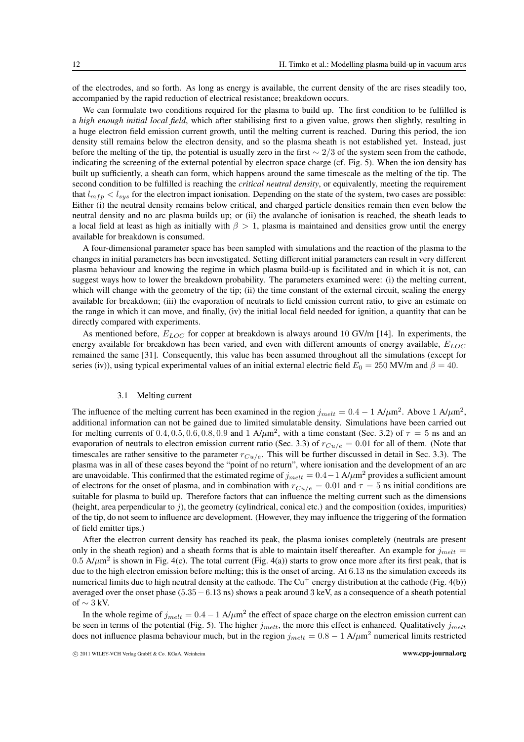of the electrodes, and so forth. As long as energy is available, the current density of the arc rises steadily too, accompanied by the rapid reduction of electrical resistance; breakdown occurs.

We can formulate two conditions required for the plasma to build up. The first condition to be fulfilled is a *high enough initial local field*, which after stabilising first to a given value, grows then slightly, resulting in a huge electron field emission current growth, until the melting current is reached. During this period, the ion density still remains below the electron density, and so the plasma sheath is not established yet. Instead, just before the melting of the tip, the potential is usually zero in the first $\sim 2/3$ of the system seen from the cathode, indicating the screening of the external potential by electron space charge (cf. Fig. 5). When the ion density has built up sufficiently, a sheath can form, which happens around the same timescale as the melting of the tip. The second condition to be fulfilled is reaching the *critical neutral density*, or equivalently, meeting the requirement that $l_{mfp} < l_{sys}$ for the electron impact ionisation. Depending on the state of the system, two cases are possible: Either (i) the neutral density remains below critical, and charged particle densities remain then even below the neutral density and no arc plasma builds up; or (ii) the avalanche of ionisation is reached, the sheath leads to a local field at least as high as initially with $\beta > 1$, plasma is maintained and densities grow until the energy available for breakdown is consumed.

A four-dimensional parameter space has been sampled with simulations and the reaction of the plasma to the changes in initial parameters has been investigated. Setting different initial parameters can result in very different plasma behaviour and knowing the regime in which plasma build-up is facilitated and in which it is not, can suggest ways how to lower the breakdown probability. The parameters examined were: (i) the melting current, which will change with the geometry of the tip; (ii) the time constant of the external circuit, scaling the energy available for breakdown; (iii) the evaporation of neutrals to field emission current ratio, to give an estimate on the range in which it can move, and finally, (iv) the initial local field needed for ignition, a quantity that can be directly compared with experiments.

As mentioned before, $E_{LOC}$ for copper at breakdown is always around 10 GV/m [14]. In experiments, the energy available for breakdown has been varied, and even with different amounts of energy available, $E_{LOC}$ remained the same [31]. Consequently, this value has been assumed throughout all the simulations (except for series (iv)), using typical experimental values of an initial external electric field $E_0 = 250$ MV/m and $\beta = 40$.

### 3.1 Melting current

The influence of the melting current has been examined in the region $j_{melt} = 0.4 - 1$ A/$\mu$m$^2$. Above 1 A/$\mu$m$^2$, additional information can not be gained due to limited simulatable density. Simulations have been carried out for melting currents of $0.4, 0.5, 0.6, 0.8, 0.9$ and 1 A/$\mu$m$^2$, with a time constant (Sec. 3.2) of $\tau = 5$ ns and an evaporation of neutrals to electron emission current ratio (Sec. 3.3) of $r_{Cu/e} = 0.01$ for all of them. (Note that timescales are rather sensitive to the parameter $r_{Cu/e}$. This will be further discussed in detail in Sec. 3.3). The plasma was in all of these cases beyond the "point of no return", where ionisation and the development of an arc are unavoidable. This confirmed that the estimated regime of $j_{melt} = 0.4 - 1$ A/$\mu$m$^2$ provides a sufficient amount of electrons for the onset of plasma, and in combination with $r_{Cu/e} = 0.01$ and $\tau = 5$ ns initial conditions are suitable for plasma to build up. Therefore factors that can influence the melting current such as the dimensions (height, area perpendicular to $j$), the geometry (cylindrical, conical etc.) and the composition (oxides, impurities) of the tip, do not seem to influence arc development. (However, they may influence the triggering of the formation of field emitter tips.)

After the electron current density has reached its peak, the plasma ionises completely (neutrals are present only in the sheath region) and a sheath forms that is able to maintain itself thereafter. An example for $j_{melt} = 0.5$ A/$\mu$m$^2$ is shown in Fig. 4(c). The total current (Fig. 4(a)) starts to grow once more after its first peak, that is due to the high electron emission before melting; this is the onset of arcing. At 6.13 ns the simulation exceeds its numerical limits due to high neutral density at the cathode. The $Cu^+$ energy distribution at the cathode (Fig. 4(b)) averaged over the onset phase ($5.35 - 6.13$ ns) shows a peak around 3 keV, as a consequence of a sheath potential of $\sim 3$ kV.

In the whole regime of $j_{melt} = 0.4 - 1$ A/$\mu$m$^2$ the effect of space charge on the electron emission current can be seen in terms of the potential (Fig. 5). The higher $j_{melt}$, the more this effect is enhanced. Qualitatively $j_{melt}$ does not influence plasma behaviour much, but in the region $j_{melt} = 0.8 - 1$ A/$\mu$m$^2$ numerical limits restricted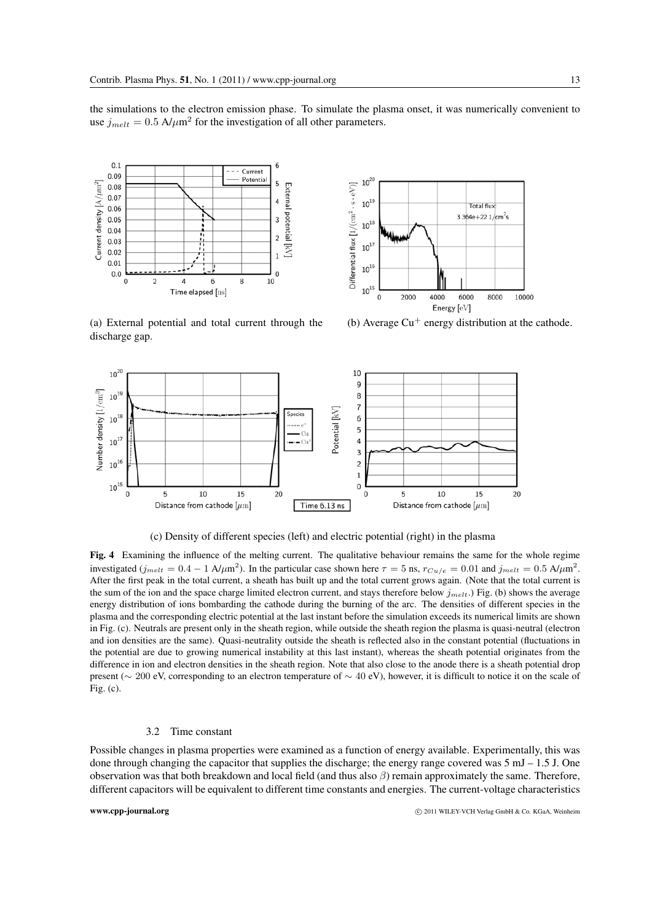the simulations to the electron emission phase. To simulate the plasma onset, it was numerically convenient to use $j_{melt} = 0.5$ A/$\mu$m$^2$ for the investigation of all other parameters.

(a) External potential and total current through the discharge gap.

(b) Average $Cu^+$ energy distribution at the cathode.

(c) Density of different species (left) and electric potential (right) in the plasma

**Fig. 4** Examining the influence of the melting current. The qualitative behaviour remains the same for the whole regime investigated ($j_{melt} = 0.4 - 1$ A/$\mu$m$^2$). In the particular case shown here $\tau = 5$ ns, $r_{Cu/e} = 0.01$ and $j_{melt} = 0.5$ A/$\mu$m$^2$. After the first peak in the total current, a sheath has built up and the total current grows again. (Note that the total current is the sum of the ion and the space charge limited electron current, and stays therefore below $j_{melt}$.) Fig. (b) shows the average energy distribution of ions bombarding the cathode during the burning of the arc. The densities of different species in the plasma and the corresponding electric potential at the last instant before the simulation exceeds its numerical limits are shown in Fig. (c). Neutrals are present only in the sheath region, while outside the sheath region the plasma is quasi-neutral (electron and ion densities are the same). Quasi-neutrality outside the sheath is reflected also in the constant potential (fluctuations in the potential are due to growing numerical instability at this last instant), whereas the sheath potential originates from the difference in ion and electron densities in the sheath region. Note that also close to the anode there is a sheath potential drop present ($\sim 200$ eV, corresponding to an electron temperature of $\sim 40$ eV), however, it is difficult to notice it on the scale of Fig. (c).

### 3.2 Time constant

Possible changes in plasma properties were examined as a function of energy available. Experimentally, this was done through changing the capacitor that supplies the discharge; the energy range covered was 5 mJ – 1.5 J. One observation was that both breakdown and local field (and thus also $\beta$) remain approximately the same. Therefore, different capacitors will be equivalent to different time constants and energies. The current-voltage characteristics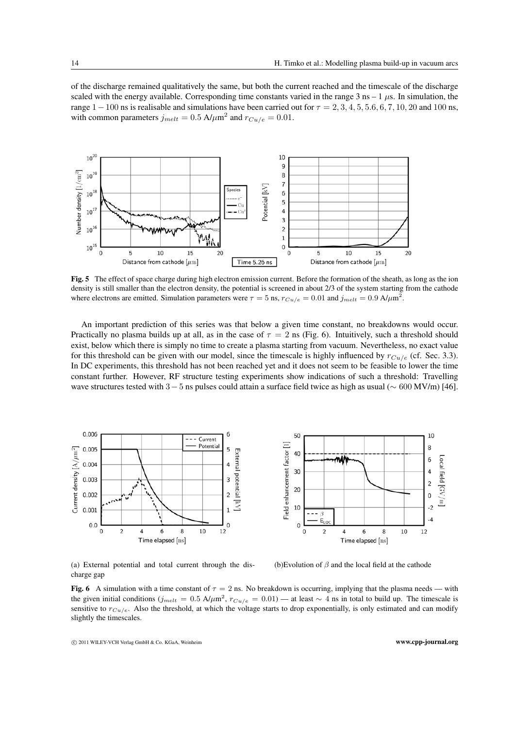of the discharge remained qualitatively the same, but both the current reached and the timescale of the discharge scaled with the energy available. Corresponding time constants varied in the range 3 ns – 1 $\mu$s. In simulation, the range $1 - 100$ ns is realisable and simulations have been carried out for $\tau = 2, 3, 4, 5, 5.6, 6, 7, 10, 20$ and 100 ns, with common parameters $j_{melt} = 0.5$ A/$\mu$m$^2$ and $r_{Cu/e} = 0.01$.

**Fig. 5** The effect of space charge during high electron emission current. Before the formation of the sheath, as long as the ion density is still smaller than the electron density, the potential is screened in about 2/3 of the system starting from the cathode where electrons are emitted. Simulation parameters were $\tau = 5$ ns, $r_{Cu/e} = 0.01$ and $j_{melt} = 0.9$ A/$\mu$m$^2$.

An important prediction of this series was that below a given time constant, no breakdowns would occur. Practically no plasma builds up at all, as in the case of $\tau = 2$ ns (Fig. 6). Intuitively, such a threshold should exist, below which there is simply no time to create a plasma starting from vacuum. Nevertheless, no exact value for this threshold can be given with our model, since the timescale is highly influenced by $r_{Cu/e}$ (cf. Sec. 3.3). In DC experiments, this threshold has not been reached yet and it does not seem to be feasible to lower the time constant further. However, RF structure testing experiments show indications of such a threshold: Travelling wave structures tested with $3 - 5$ ns pulses could attain a surface field twice as high as usual ($\sim 600$ MV/m) [46].

(a) External potential and total current through the discharge gap

(b)Evolution of $\beta$ and the local field at the cathode

**Fig. 6** A simulation with a time constant of $\tau = 2$ ns. No breakdown is occurring, implying that the plasma needs — with the given initial conditions ($j_{melt} = 0.5$ A/$\mu$m$^2$, $r_{Cu/e} = 0.01$) — at least $\sim 4$ ns in total to build up. The timescale is sensitive to $r_{Cu/e}$. Also the threshold, at which the voltage starts to drop exponentially, is only estimated and can modify slightly the timescales.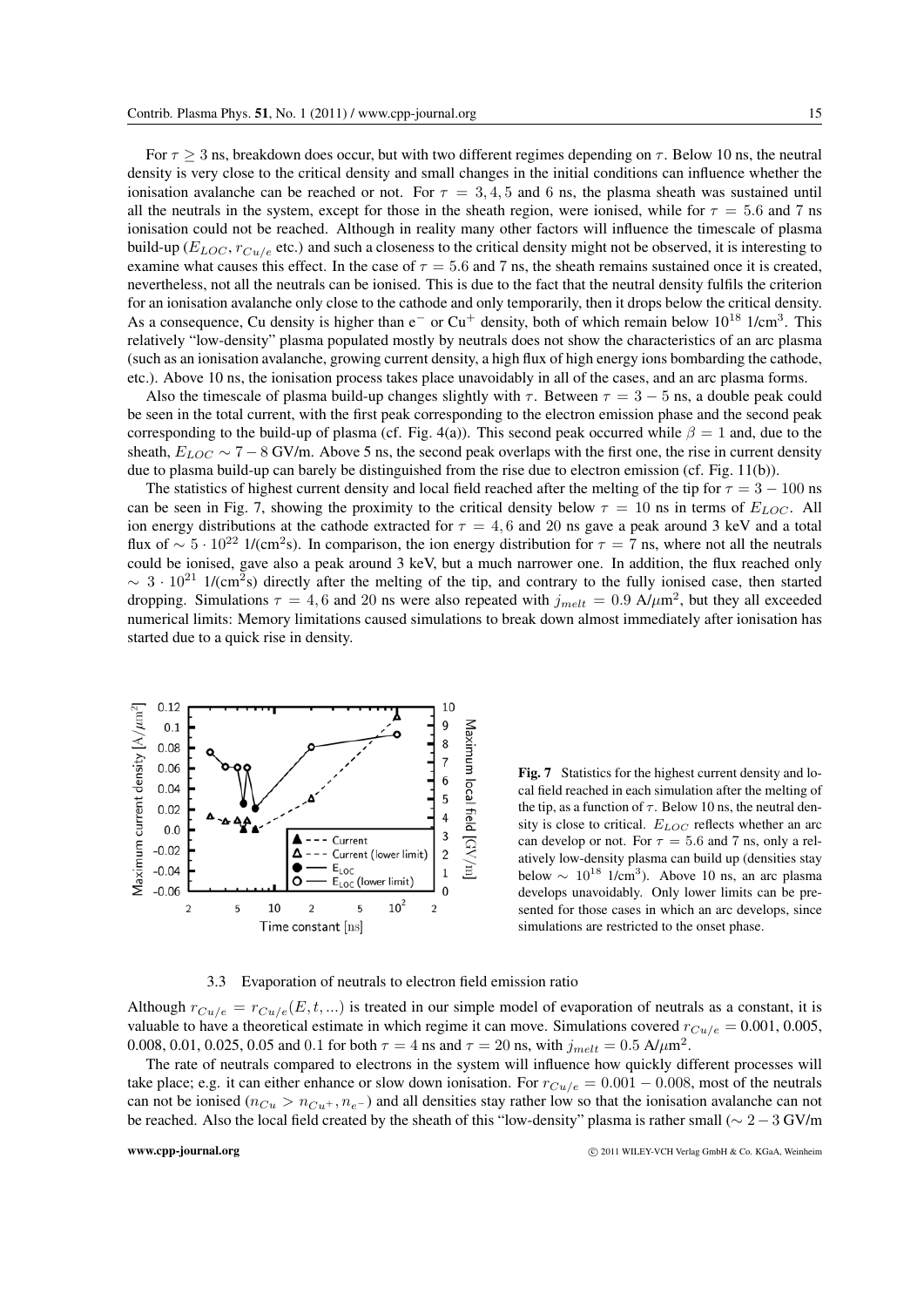For $\tau \geq 3$ ns, breakdown does occur, but with two different regimes depending on $\tau$. Below 10 ns, the neutral density is very close to the critical density and small changes in the initial conditions can influence whether the ionisation avalanche can be reached or not. For $\tau = 3, 4, 5$ and 6 ns, the plasma sheath was sustained until all the neutrals in the system, except for those in the sheath region, were ionised, while for $\tau = 5.6$ and 7 ns ionisation could not be reached. Although in reality many other factors will influence the timescale of plasma build-up ($E_{LOC}$, $r_{Cu/e}$ etc.) and such a closeness to the critical density might not be observed, it is interesting to examine what causes this effect. In the case of $\tau = 5.6$ and 7 ns, the sheath remains sustained once it is created, nevertheless, not all the neutrals can be ionised. This is due to the fact that the neutral density fulfils the criterion for an ionisation avalanche only close to the cathode and only temporarily, then it drops below the critical density. As a consequence, Cu density is higher than $e^-$ or $Cu^+$ density, both of which remain below $10^{18}$ 1/cm$^3$. This relatively "low-density" plasma populated mostly by neutrals does not show the characteristics of an arc plasma (such as an ionisation avalanche, growing current density, a high flux of high energy ions bombarding the cathode, etc.). Above 10 ns, the ionisation process takes place unavoidably in all of the cases, and an arc plasma forms.

Also the timescale of plasma build-up changes slightly with $\tau$. Between $\tau = 3 - 5$ ns, a double peak could be seen in the total current, with the first peak corresponding to the electron emission phase and the second peak corresponding to the build-up of plasma (cf. Fig. 4(a)). This second peak occurred while $\beta = 1$ and, due to the sheath, $E_{LOC} \sim 7 - 8$ GV/m. Above 5 ns, the second peak overlaps with the first one, the rise in current density due to plasma build-up can barely be distinguished from the rise due to electron emission (cf. Fig. 11(b)).

The statistics of highest current density and local field reached after the melting of the tip for $\tau = 3 - 100$ ns can be seen in Fig. 7, showing the proximity to the critical density below $\tau = 10$ ns in terms of $E_{LOC}$. All ion energy distributions at the cathode extracted for $\tau = 4, 6$ and 20 ns gave a peak around 3 keV and a total flux of $\sim 5 \cdot 10^{22}$ 1/(cm$^2$s). In comparison, the ion energy distribution for $\tau = 7$ ns, where not all the neutrals could be ionised, gave also a peak around 3 keV, but a much narrower one. In addition, the flux reached only $\sim 3 \cdot 10^{21}$ 1/(cm$^2$s) directly after the melting of the tip, and contrary to the fully ionised case, then started dropping. Simulations $\tau = 4, 6$ and 20 ns were also repeated with $j_{melt} = 0.9$ A/$\mu$m$^2$, but they all exceeded numerical limits: Memory limitations caused simulations to break down almost immediately after ionisation has started due to a quick rise in density.

**Fig. 7** Statistics for the highest current density and local field reached in each simulation after the melting of the tip, as a function of $\tau$. Below 10 ns, the neutral density is close to critical. $E_{LOC}$ reflects whether an arc can develop or not. For $\tau = 5.6$ and 7 ns, only a relatively low-density plasma can build up (densities stay below $\sim 10^{18}$ 1/cm$^3$). Above 10 ns, an arc plasma develops unavoidably. Only lower limits can be presented for those cases in which an arc develops, since simulations are restricted to the onset phase.

### 3.3 Evaporation of neutrals to electron field emission ratio

Although $r_{Cu/e} = r_{Cu/e}(E, t, ...)$ is treated in our simple model of evaporation of neutrals as a constant, it is valuable to have a theoretical estimate in which regime it can move. Simulations covered $r_{Cu/e} = 0.001$, 0.005, 0.008, 0.01, 0.025, 0.05 and 0.1 for both $\tau = 4$ ns and $\tau = 20$ ns, with $j_{melt} = 0.5$ A/$\mu$m$^2$.

The rate of neutrals compared to electrons in the system will influence how quickly different processes will take place; e.g. it can either enhance or slow down ionisation. For $r_{Cu/e} = 0.001 - 0.008$, most of the neutrals can not be ionised ($n_{Cu} > n_{Cu^+}, n_{e^-}$) and all densities stay rather low so that the ionisation avalanche can not be reached. Also the local field created by the sheath of this "low-density" plasma is rather small ($\sim 2 - 3$ GV/m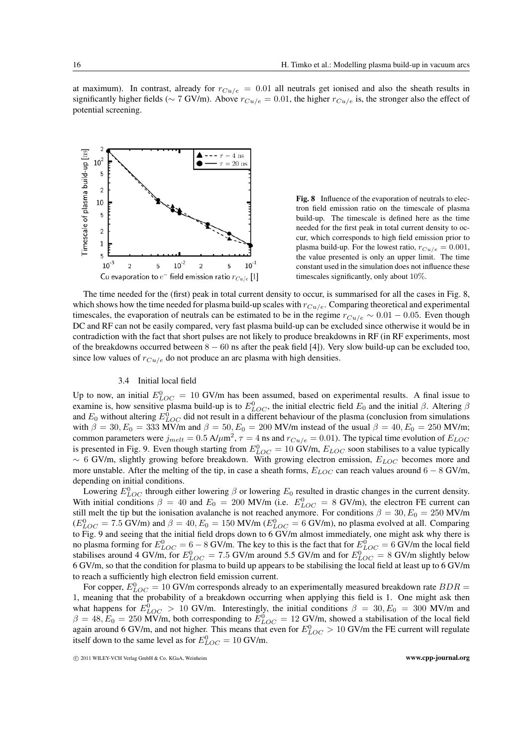at maximum). In contrast, already for $r_{Cu/e} = 0.01$ all neutrals get ionised and also the sheath results in significantly higher fields ($\sim 7$ GV/m). Above $r_{Cu/e} = 0.01$, the higher $r_{Cu/e}$ is, the stronger also the effect of potential screening.

**Fig. 8** Influence of the evaporation of neutrals to electron field emission ratio on the timescale of plasma build-up. The timescale is defined here as the time needed for the first peak in total current density to occur, which corresponds to high field emission prior to plasma build-up. For the lowest ratio, $r_{Cu/e} = 0.001$, the value presented is only an upper limit. The time constant used in the simulation does not influence these timescales significantly, only about 10%.

The time needed for the (first) peak in total current density to occur, is summarised for all the cases in Fig. 8, which shows how the time needed for plasma build-up scales with $r_{Cu/e}$. Comparing theoretical and experimental timescales, the evaporation of neutrals can be estimated to be in the regime $r_{Cu/e} \sim 0.01 - 0.05$. Even though DC and RF can not be easily compared, very fast plasma build-up can be excluded since otherwise it would be in contradiction with the fact that short pulses are not likely to produce breakdowns in RF (in RF experiments, most of the breakdowns occurred between $8 - 60$ ns after the peak field [4]). Very slow build-up can be excluded too, since low values of $r_{Cu/e}$ do not produce an arc plasma with high densities.

### 3.4 Initial local field

Up to now, an initial $E^0_{LOC} = 10$ GV/m has been assumed, based on experimental results. A final issue to examine is, how sensitive plasma build-up is to $E^0_{LOC}$, the initial electric field $E_0$ and the initial $\beta$. Altering $\beta$ and $E_0$ without altering $E^0_{LOC}$ did not result in a different behaviour of the plasma (conclusion from simulations with $\beta = 30, E_0 = 333$ MV/m and $\beta = 50, E_0 = 200$ MV/m instead of the usual $\beta = 40, E_0 = 250$ MV/m; common parameters were $j_{melt} = 0.5$ A/$\mu$m$^2$, $\tau = 4$ ns and $r_{Cu/e} = 0.01$). The typical time evolution of $E_{LOC}$ is presented in Fig. 9. Even though starting from $E^0_{LOC} = 10$ GV/m, $E_{LOC}$ soon stabilises to a value typically $\sim 6$ GV/m, slightly growing before breakdown. With growing electron emission, $E_{LOC}$ becomes more and more unstable. After the melting of the tip, in case a sheath forms, $E_{LOC}$ can reach values around $6 - 8$ GV/m, depending on initial conditions.

Lowering $E^0_{LOC}$ through either lowering $\beta$ or lowering $E_0$ resulted in drastic changes in the current density. With initial conditions $\beta = 40$ and $E_0 = 200$ MV/m (i.e. $E^0_{LOC} = 8$ GV/m), the electron FE current can still melt the tip but the ionisation avalanche is not reached anymore. For conditions $\beta = 30, E_0 = 250$ MV/m ($E^0_{LOC} = 7.5$ GV/m) and $\beta = 40, E_0 = 150$ MV/m ($E^0_{LOC} = 6$ GV/m), no plasma evolved at all. Comparing to Fig. 9 and seeing that the initial field drops down to 6 GV/m almost immediately, one might ask why there is no plasma forming for $E^0_{LOC} = 6 - 8$ GV/m. The key to this is the fact that for $E^0_{LOC} = 6$ GV/m the local field stabilises around 4 GV/m, for $E^0_{LOC} = 7.5$ GV/m around 5.5 GV/m and for $E^0_{LOC} = 8$ GV/m slightly below 6 GV/m, so that the condition for plasma to build up appears to be stabilising the local field at least up to 6 GV/m to reach a sufficiently high electron field emission current.

For copper, $E^0_{LOC} = 10$ GV/m corresponds already to an experimentally measured breakdown rate $BDR = 1$, meaning that the probability of a breakdown occurring when applying this field is 1. One might ask then what happens for $E^0_{LOC} > 10$ GV/m. Interestingly, the initial conditions $\beta = 30, E_0 = 300$ MV/m and $\beta = 48, E_0 = 250$ MV/m, both corresponding to $E^0_{LOC} = 12$ GV/m, showed a stabilisation of the local field again around 6 GV/m, and not higher. This means that even for $E^0_{LOC} > 10$ GV/m the FE current will regulate itself down to the same level as for $E^0_{LOC} = 10$ GV/m.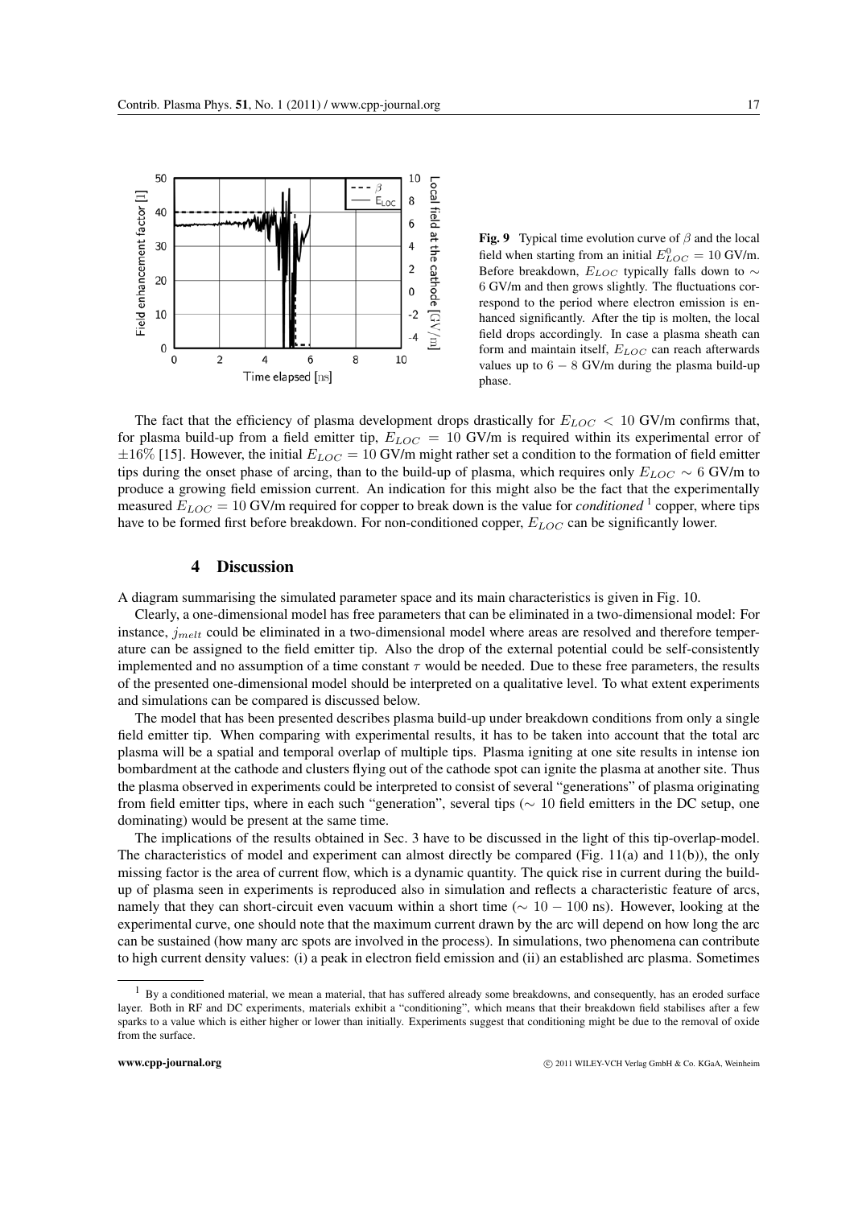**Fig. 9** Typical time evolution curve of $\beta$ and the local field when starting from an initial $E_{LOC}^0 = 10$ GV/m. Before breakdown, $E_{LOC}$ typically falls down to $\sim 6$ GV/m and then grows slightly. The fluctuations correspond to the period where electron emission is enhanced significantly. After the tip is molten, the local field drops accordingly. In case a plasma sheath can form and maintain itself, $E_{LOC}$ can reach afterwards values up to $6 - 8$ GV/m during the plasma build-up phase.

The fact that the efficiency of plasma development drops drastically for $E_{LOC} < 10$ GV/m confirms that, for plasma build-up from a field emitter tip, $E_{LOC} = 10$ GV/m is required within its experimental error of $\pm 16\%$ [15]. However, the initial $E_{LOC} = 10$ GV/m might rather set a condition to the formation of field emitter tips during the onset phase of arcing, than to the build-up of plasma, which requires only $E_{LOC} \sim 6$ GV/m to produce a growing field emission current. An indication for this might also be the fact that the experimentally measured $E_{LOC} = 10$ GV/m required for copper to break down is the value for *conditioned* [1] copper, where tips have to be formed first before breakdown. For non-conditioned copper, $E_{LOC}$ can be significantly lower.

## 4 Discussion

A diagram summarising the simulated parameter space and its main characteristics is given in Fig. 10.

Clearly, a one-dimensional model has free parameters that can be eliminated in a two-dimensional model: For instance, $j_{melt}$ could be eliminated in a two-dimensional model where areas are resolved and therefore temperature can be assigned to the field emitter tip. Also the drop of the external potential could be self-consistently implemented and no assumption of a time constant $\tau$ would be needed. Due to these free parameters, the results of the presented one-dimensional model should be interpreted on a qualitative level. To what extent experiments and simulations can be compared is discussed below.

The model that has been presented describes plasma build-up under breakdown conditions from only a single field emitter tip. When comparing with experimental results, it has to be taken into account that the total arc plasma will be a spatial and temporal overlap of multiple tips. Plasma igniting at one site results in intense ion bombardment at the cathode and clusters flying out of the cathode spot can ignite the plasma at another site. Thus the plasma observed in experiments could be interpreted to consist of several "generations" of plasma originating from field emitter tips, where in each such "generation", several tips ($\sim 10$ field emitters in the DC setup, one dominating) would be present at the same time.

The implications of the results obtained in Sec. 3 have to be discussed in the light of this tip-overlap-model. The characteristics of model and experiment can almost directly be compared (Fig. 11(a) and 11(b)), the only missing factor is the area of current flow, which is a dynamic quantity. The quick rise in current during the build-up of plasma seen in experiments is reproduced also in simulation and reflects a characteristic feature of arcs, namely that they can short-circuit even vacuum within a short time ($\sim 10 - 100$ ns). However, looking at the experimental curve, one should note that the maximum current drawn by the arc will depend on how long the arc can be sustained (how many arc spots are involved in the process). In simulations, two phenomena can contribute to high current density values: (i) a peak in electron field emission and (ii) an established arc plasma. Sometimes

[1] By a conditioned material, we mean a material, that has suffered already some breakdowns, and consequently, has an eroded surface layer. Both in RF and DC experiments, materials exhibit a "conditioning", which means that their breakdown field stabilises after a few sparks to a value which is either higher or lower than initially. Experiments suggest that conditioning might be due to the removal of oxide from the surface.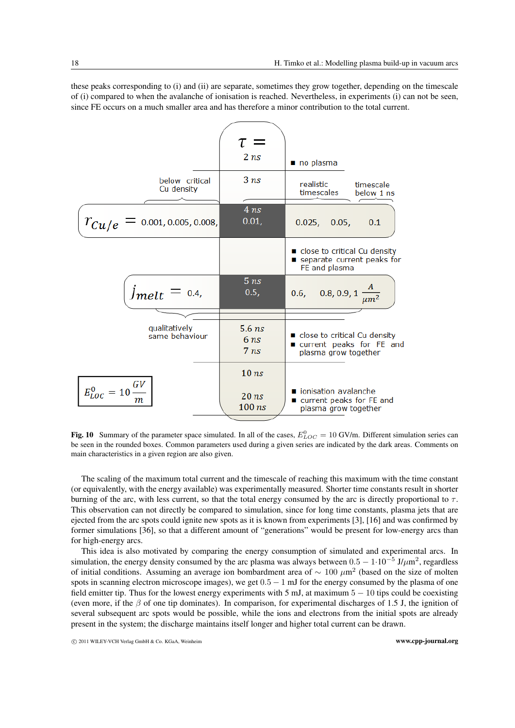these peaks corresponding to (i) and (ii) are separate, sometimes they grow together, depending on the timescale of (i) compared to when the avalanche of ionisation is reached. Nevertheless, in experiments (i) can not be seen, since FE occurs on a much smaller area and has therefore a minor contribution to the total current.

$\tau =$ 2 $ns$ — no plasma

3 $ns$

below critical Cu density | realistic timescales | timescale below 1 ns

$r_{Cu/e}$ = 0.001, 0.005, 0.008, | 4 $ns$ 0.01, | 0.025, 0.05, 0.1

- close to critical Cu density
- separate current peaks for FE and plasma

$j_{melt}$ = 0.4, | 5 $ns$ 0.5, | 0.6, 0.8, 0.9, 1 $\frac{A}{\mu m^2}$

qualitatively same behaviour

5.6 $ns$, 6 $ns$, 7 $ns$

- close to critical Cu density
- current peaks for FE and plasma grow together

$E^0_{LOC} = 10\,\frac{GV}{m}$

10 $ns$, 20 $ns$, 100 $ns$

- ionisation avalanche
- current peaks for FE and plasma grow together

**Fig. 10** Summary of the parameter space simulated. In all of the cases, $E^0_{LOC} = 10$ GV/m. Different simulation series can be seen in the rounded boxes. Common parameters used during a given series are indicated by the dark areas. Comments on main characteristics in a given region are also given.

The scaling of the maximum total current and the timescale of reaching this maximum with the time constant (or equivalently, with the energy available) was experimentally measured. Shorter time constants result in shorter burning of the arc, with less current, so that the total energy consumed by the arc is directly proportional to $\tau$. This observation can not directly be compared to simulation, since for long time constants, plasma jets that are ejected from the arc spots could ignite new spots as it is known from experiments [3], [16] and was confirmed by former simulations [36], so that a different amount of "generations" would be present for low-energy arcs than for high-energy arcs.

This idea is also motivated by comparing the energy consumption of simulated and experimental arcs. In simulation, the energy density consumed by the arc plasma was always between $0.5 - 1 \cdot 10^{-5}$ J/$\mu$m$^2$, regardless of initial conditions. Assuming an average ion bombardment area of $\sim 100$ $\mu$m$^2$ (based on the size of molten spots in scanning electron microscope images), we get $0.5 - 1$ mJ for the energy consumed by the plasma of one field emitter tip. Thus for the lowest energy experiments with 5 mJ, at maximum $5 - 10$ tips could be coexisting (even more, if the $\beta$ of one tip dominates). In comparison, for experimental discharges of 1.5 J, the ignition of several subsequent arc spots would be possible, while the ions and electrons from the initial spots are already present in the system; the discharge maintains itself longer and higher total current can be drawn.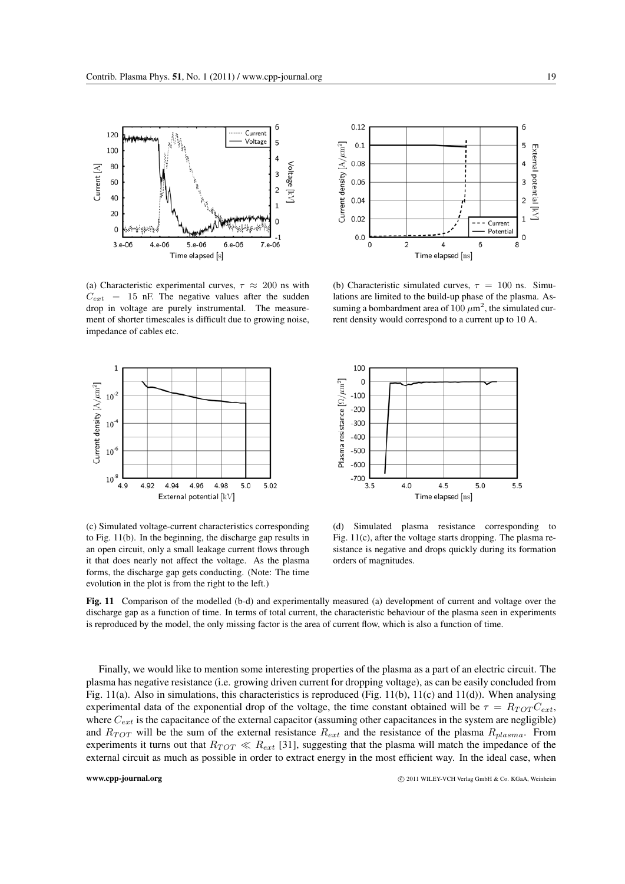(a) Characteristic experimental curves, $\tau \approx 200$ ns with $C_{ext} = 15$ nF. The negative values after the sudden drop in voltage are purely instrumental. The measurement of shorter timescales is difficult due to growing noise, impedance of cables etc.

(b) Characteristic simulated curves, $\tau = 100$ ns. Simulations are limited to the build-up phase of the plasma. Assuming a bombardment area of $100\ \mu\text{m}^2$, the simulated current density would correspond to a current up to 10 A.

(c) Simulated voltage-current characteristics corresponding to Fig. 11(b). In the beginning, the discharge gap results in an open circuit, only a small leakage current flows through it that does nearly not affect the voltage. As the plasma forms, the discharge gap gets conducting. (Note: The time evolution in the plot is from the right to the left.)

(d) Simulated plasma resistance corresponding to Fig. 11(c), after the voltage starts dropping. The plasma resistance is negative and drops quickly during its formation orders of magnitudes.

**Fig. 11** Comparison of the modelled (b-d) and experimentally measured (a) development of current and voltage over the discharge gap as a function of time. In terms of total current, the characteristic behaviour of the plasma seen in experiments is reproduced by the model, the only missing factor is the area of current flow, which is also a function of time.

Finally, we would like to mention some interesting properties of the plasma as a part of an electric circuit. The plasma has negative resistance (i.e. growing driven current for dropping voltage), as can be easily concluded from Fig. 11(a). Also in simulations, this characteristics is reproduced (Fig. 11(b), 11(c) and 11(d)). When analysing experimental data of the exponential drop of the voltage, the time constant obtained will be $\tau = R_{TOT}C_{ext}$, where $C_{ext}$ is the capacitance of the external capacitor (assuming other capacitances in the system are negligible) and $R_{TOT}$ will be the sum of the external resistance $R_{ext}$ and the resistance of the plasma $R_{plasma}$. From experiments it turns out that $R_{TOT} \ll R_{ext}$ [31], suggesting that the plasma will match the impedance of the external circuit as much as possible in order to extract energy in the most efficient way. In the ideal case, when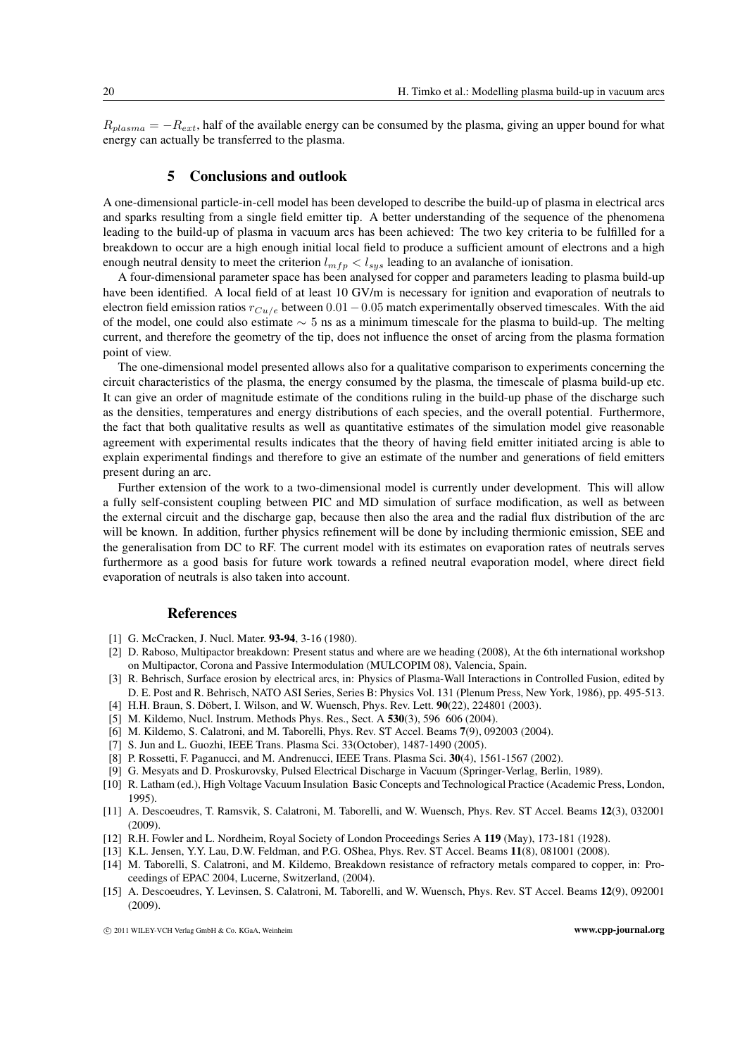$R_{plasma} = -R_{ext}$, half of the available energy can be consumed by the plasma, giving an upper bound for what energy can actually be transferred to the plasma.

## 5 Conclusions and outlook

A one-dimensional particle-in-cell model has been developed to describe the build-up of plasma in electrical arcs and sparks resulting from a single field emitter tip. A better understanding of the sequence of the phenomena leading to the build-up of plasma in vacuum arcs has been achieved: The two key criteria to be fulfilled for a breakdown to occur are a high enough initial local field to produce a sufficient amount of electrons and a high enough neutral density to meet the criterion $l_{mfp} < l_{sys}$ leading to an avalanche of ionisation.

A four-dimensional parameter space has been analysed for copper and parameters leading to plasma build-up have been identified. A local field of at least 10 GV/m is necessary for ignition and evaporation of neutrals to electron field emission ratios $r_{Cu/e}$ between $0.01 - 0.05$ match experimentally observed timescales. With the aid of the model, one could also estimate $\sim 5$ ns as a minimum timescale for the plasma to build-up. The melting current, and therefore the geometry of the tip, does not influence the onset of arcing from the plasma formation point of view.

The one-dimensional model presented allows also for a qualitative comparison to experiments concerning the circuit characteristics of the plasma, the energy consumed by the plasma, the timescale of plasma build-up etc. It can give an order of magnitude estimate of the conditions ruling in the build-up phase of the discharge such as the densities, temperatures and energy distributions of each species, and the overall potential. Furthermore, the fact that both qualitative results as well as quantitative estimates of the simulation model give reasonable agreement with experimental results indicates that the theory of having field emitter initiated arcing is able to explain experimental findings and therefore to give an estimate of the number and generations of field emitters present during an arc.

Further extension of the work to a two-dimensional model is currently under development. This will allow a fully self-consistent coupling between PIC and MD simulation of surface modification, as well as between the external circuit and the discharge gap, because then also the area and the radial flux distribution of the arc will be known. In addition, further physics refinement will be done by including thermionic emission, SEE and the generalisation from DC to RF. The current model with its estimates on evaporation rates of neutrals serves furthermore as a good basis for future work towards a refined neutral evaporation model, where direct field evaporation of neutrals is also taken into account.

## References

[1] G. McCracken, J. Nucl. Mater. **93-94**, 3-16 (1980).

[2] D. Raboso, Multipactor breakdown: Present status and where are we heading (2008), At the 6th international workshop on Multipactor, Corona and Passive Intermodulation (MULCOPIM 08), Valencia, Spain.

[3] R. Behrisch, Surface erosion by electrical arcs, in: Physics of Plasma-Wall Interactions in Controlled Fusion, edited by D. E. Post and R. Behrisch, NATO ASI Series, Series B: Physics Vol. 131 (Plenum Press, New York, 1986), pp. 495-513.

[4] H.H. Braun, S. Döbert, I. Wilson, and W. Wuensch, Phys. Rev. Lett. **90**(22), 224801 (2003).

[5] M. Kildemo, Nucl. Instrum. Methods Phys. Res., Sect. A **530**(3), 596 606 (2004).

[6] M. Kildemo, S. Calatroni, and M. Taborelli, Phys. Rev. ST Accel. Beams **7**(9), 092003 (2004).

[7] S. Jun and L. Guozhi, IEEE Trans. Plasma Sci. 33(October), 1487-1490 (2005).

[8] P. Rossetti, F. Paganucci, and M. Andrenucci, IEEE Trans. Plasma Sci. **30**(4), 1561-1567 (2002).

[9] G. Mesyats and D. Proskurovsky, Pulsed Electrical Discharge in Vacuum (Springer-Verlag, Berlin, 1989).

[10] R. Latham (ed.), High Voltage Vacuum Insulation Basic Concepts and Technological Practice (Academic Press, London, 1995).

[11] A. Descoeudres, T. Ramsvik, S. Calatroni, M. Taborelli, and W. Wuensch, Phys. Rev. ST Accel. Beams **12**(3), 032001 (2009).

[12] R.H. Fowler and L. Nordheim, Royal Society of London Proceedings Series A **119** (May), 173-181 (1928).

[13] K.L. Jensen, Y.Y. Lau, D.W. Feldman, and P.G. OShea, Phys. Rev. ST Accel. Beams **11**(8), 081001 (2008).

[14] M. Taborelli, S. Calatroni, and M. Kildemo, Breakdown resistance of refractory metals compared to copper, in: Proceedings of EPAC 2004, Lucerne, Switzerland, (2004).

[15] A. Descoeudres, Y. Levinsen, S. Calatroni, M. Taborelli, and W. Wuensch, Phys. Rev. ST Accel. Beams **12**(9), 092001 (2009).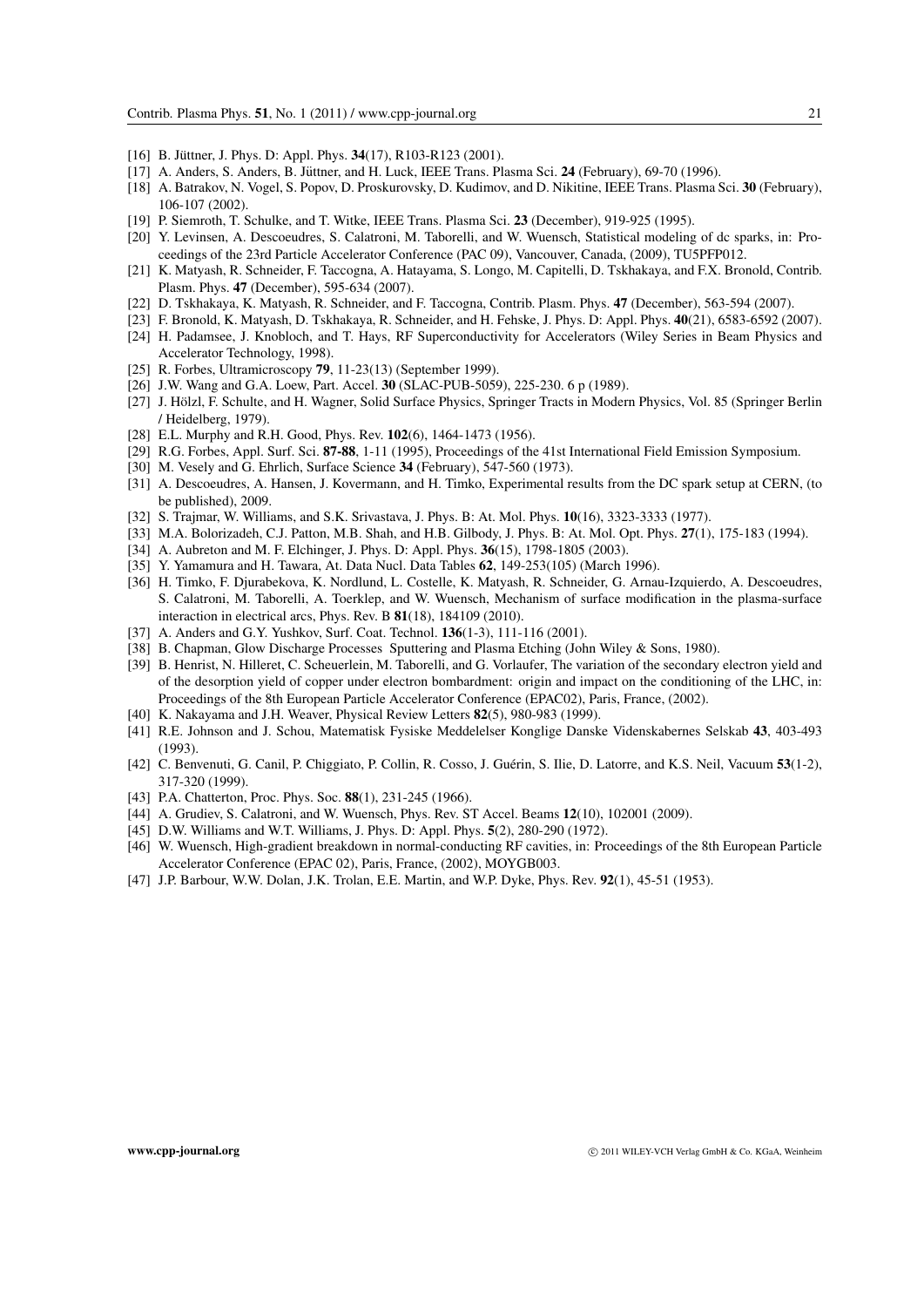[16] B. Jüttner, J. Phys. D: Appl. Phys. **34**(17), R103-R123 (2001).

[17] A. Anders, S. Anders, B. Jüttner, and H. Luck, IEEE Trans. Plasma Sci. **24** (February), 69-70 (1996).

[18] A. Batrakov, N. Vogel, S. Popov, D. Proskurovsky, D. Kudimov, and D. Nikitine, IEEE Trans. Plasma Sci. **30** (February), 106-107 (2002).

[19] P. Siemroth, T. Schulke, and T. Witke, IEEE Trans. Plasma Sci. **23** (December), 919-925 (1995).

[20] Y. Levinsen, A. Descoeudres, S. Calatroni, M. Taborelli, and W. Wuensch, Statistical modeling of dc sparks, in: Proceedings of the 23rd Particle Accelerator Conference (PAC 09), Vancouver, Canada, (2009), TU5PFP012.

[21] K. Matyash, R. Schneider, F. Taccogna, A. Hatayama, S. Longo, M. Capitelli, D. Tskhakaya, and F.X. Bronold, Contrib. Plasm. Phys. **47** (December), 595-634 (2007).

[22] D. Tskhakaya, K. Matyash, R. Schneider, and F. Taccogna, Contrib. Plasm. Phys. **47** (December), 563-594 (2007).

[23] F. Bronold, K. Matyash, D. Tskhakaya, R. Schneider, and H. Fehske, J. Phys. D: Appl. Phys. **40**(21), 6583-6592 (2007).

[24] H. Padamsee, J. Knobloch, and T. Hays, RF Superconductivity for Accelerators (Wiley Series in Beam Physics and Accelerator Technology, 1998).

[25] R. Forbes, Ultramicroscopy **79**, 11-23(13) (September 1999).

[26] J.W. Wang and G.A. Loew, Part. Accel. **30** (SLAC-PUB-5059), 225-230. 6 p (1989).

[27] J. Hölzl, F. Schulte, and H. Wagner, Solid Surface Physics, Springer Tracts in Modern Physics, Vol. 85 (Springer Berlin / Heidelberg, 1979).

[28] E.L. Murphy and R.H. Good, Phys. Rev. **102**(6), 1464-1473 (1956).

[29] R.G. Forbes, Appl. Surf. Sci. **87-88**, 1-11 (1995), Proceedings of the 41st International Field Emission Symposium.

[30] M. Vesely and G. Ehrlich, Surface Science **34** (February), 547-560 (1973).

[31] A. Descoeudres, A. Hansen, J. Kovermann, and H. Timko, Experimental results from the DC spark setup at CERN, (to be published), 2009.

[32] S. Trajmar, W. Williams, and S.K. Srivastava, J. Phys. B: At. Mol. Phys. **10**(16), 3323-3333 (1977).

[33] M.A. Bolorizadeh, C.J. Patton, M.B. Shah, and H.B. Gilbody, J. Phys. B: At. Mol. Opt. Phys. **27**(1), 175-183 (1994).

[34] A. Aubreton and M. F. Elchinger, J. Phys. D: Appl. Phys. **36**(15), 1798-1805 (2003).

[35] Y. Yamamura and H. Tawara, At. Data Nucl. Data Tables **62**, 149-253(105) (March 1996).

[36] H. Timko, F. Djurabekova, K. Nordlund, L. Costelle, K. Matyash, R. Schneider, G. Arnau-Izquierdo, A. Descoeudres, S. Calatroni, M. Taborelli, A. Toerklep, and W. Wuensch, Mechanism of surface modification in the plasma-surface interaction in electrical arcs, Phys. Rev. B **81**(18), 184109 (2010).

[37] A. Anders and G.Y. Yushkov, Surf. Coat. Technol. **136**(1-3), 111-116 (2001).

[38] B. Chapman, Glow Discharge Processes Sputtering and Plasma Etching (John Wiley & Sons, 1980).

[39] B. Henrist, N. Hilleret, C. Scheuerlein, M. Taborelli, and G. Vorlaufer, The variation of the secondary electron yield and of the desorption yield of copper under electron bombardment: origin and impact on the conditioning of the LHC, in: Proceedings of the 8th European Particle Accelerator Conference (EPAC02), Paris, France, (2002).

[40] K. Nakayama and J.H. Weaver, Physical Review Letters **82**(5), 980-983 (1999).

[41] R.E. Johnson and J. Schou, Matematisk Fysiske Meddelelser Konglige Danske Videnskabernes Selskab **43**, 403-493 (1993).

[42] C. Benvenuti, G. Canil, P. Chiggiato, P. Collin, R. Cosso, J. Guérin, S. Ilie, D. Latorre, and K.S. Neil, Vacuum **53**(1-2), 317-320 (1999).

[43] P.A. Chatterton, Proc. Phys. Soc. **88**(1), 231-245 (1966).

[44] A. Grudiev, S. Calatroni, and W. Wuensch, Phys. Rev. ST Accel. Beams **12**(10), 102001 (2009).

[45] D.W. Williams and W.T. Williams, J. Phys. D: Appl. Phys. **5**(2), 280-290 (1972).

[46] W. Wuensch, High-gradient breakdown in normal-conducting RF cavities, in: Proceedings of the 8th European Particle Accelerator Conference (EPAC 02), Paris, France, (2002), MOYGB003.

[47] J.P. Barbour, W.W. Dolan, J.K. Trolan, E.E. Martin, and W.P. Dyke, Phys. Rev. **92**(1), 45-51 (1953).